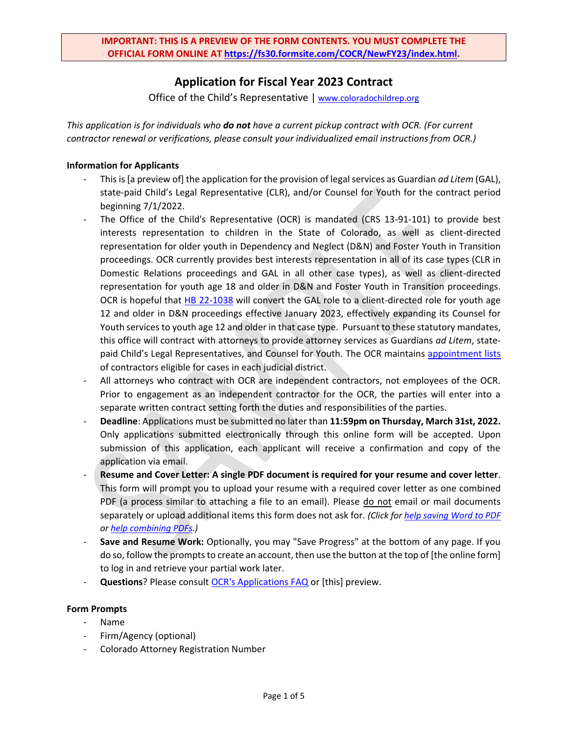**IMPORTANT: THIS IS A PREVIEW OF THE FORM CONTENTS. YOU MUST COMPLETE THE OFFICIAL FORM ONLINE AT https://fs30.formsite.com/COCR/NewFY23/index.html.**

# Application for Fiscal Year 2023 Contract

Office of the Child's Representative | www.coloradochildrep.org

*This application is for individuals who **do not** have a current pickup contract with OCR. (For current contractor renewal or verifications, please consult your individualized email instructions from OCR.)*

**Information for Applicants**

- This is [a preview of] the application for the provision of legal services as Guardian *ad Litem* (GAL), state-paid Child's Legal Representative (CLR), and/or Counsel for Youth for the contract period beginning 7/1/2022.
- The Office of the Child's Representative (OCR) is mandated (CRS 13-91-101) to provide best interests representation to children in the State of Colorado, as well as client-directed representation for older youth in Dependency and Neglect (D&N) and Foster Youth in Transition proceedings. OCR currently provides best interests representation in all of its case types (CLR in Domestic Relations proceedings and GAL in all other case types), as well as client-directed representation for youth age 18 and older in D&N and Foster Youth in Transition proceedings. OCR is hopeful that HB 22-1038 will convert the GAL role to a client-directed role for youth age 12 and older in D&N proceedings effective January 2023, effectively expanding its Counsel for Youth services to youth age 12 and older in that case type. Pursuant to these statutory mandates, this office will contract with attorneys to provide attorney services as Guardians *ad Litem*, state-paid Child's Legal Representatives, and Counsel for Youth. The OCR maintains appointment lists of contractors eligible for cases in each judicial district.
- All attorneys who contract with OCR are independent contractors, not employees of the OCR. Prior to engagement as an independent contractor for the OCR, the parties will enter into a separate written contract setting forth the duties and responsibilities of the parties.
- **Deadline**: Applications must be submitted no later than **11:59pm on Thursday, March 31st, 2022.** Only applications submitted electronically through this online form will be accepted. Upon submission of this application, each applicant will receive a confirmation and copy of the application via email.
- **Resume and Cover Letter: A single PDF document is required for your resume and cover letter**. This form will prompt you to upload your resume with a required cover letter as one combined PDF (a process similar to attaching a file to an email). Please do not email or mail documents separately or upload additional items this form does not ask for. *(Click for help saving Word to PDF or help combining PDFs.)*
- **Save and Resume Work:** Optionally, you may "Save Progress" at the bottom of any page. If you do so, follow the prompts to create an account, then use the button at the top of [the online form] to log in and retrieve your partial work later.
- **Questions**? Please consult OCR's Applications FAQ or [this] preview.

**Form Prompts**

- Name
- Firm/Agency (optional)
- Colorado Attorney Registration Number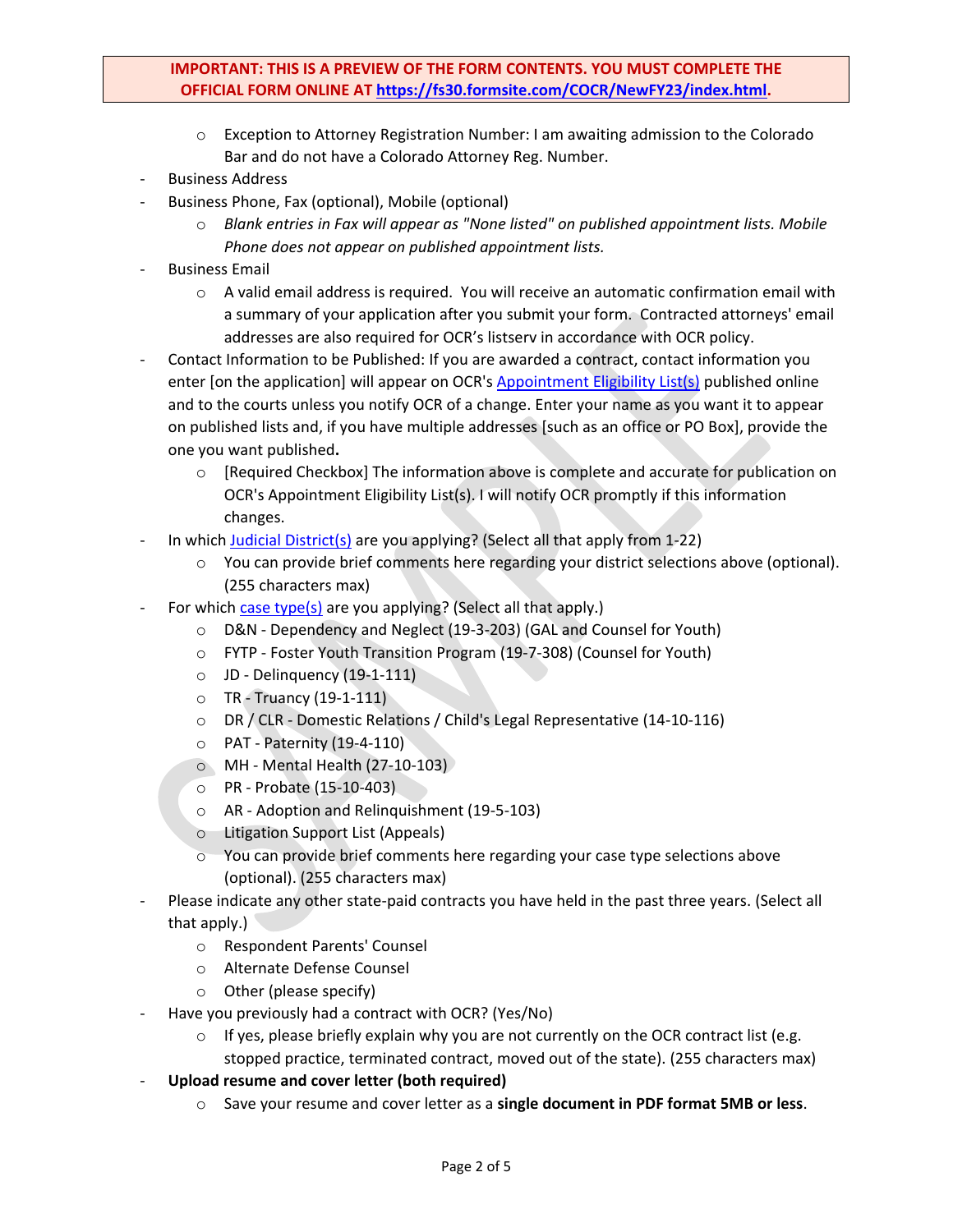**IMPORTANT: THIS IS A PREVIEW OF THE FORM CONTENTS. YOU MUST COMPLETE THE OFFICIAL FORM ONLINE AT https://fs30.formsite.com/COCR/NewFY23/index.html.**

  - Exception to Attorney Registration Number: I am awaiting admission to the Colorado Bar and do not have a Colorado Attorney Reg. Number.
- Business Address
- Business Phone, Fax (optional), Mobile (optional)
  - *Blank entries in Fax will appear as "None listed" on published appointment lists. Mobile Phone does not appear on published appointment lists.*
- Business Email
  - A valid email address is required. You will receive an automatic confirmation email with a summary of your application after you submit your form. Contracted attorneys' email addresses are also required for OCR's listserv in accordance with OCR policy.
- Contact Information to be Published: If you are awarded a contract, contact information you enter [on the application] will appear on OCR's Appointment Eligibility List(s) published online and to the courts unless you notify OCR of a change. Enter your name as you want it to appear on published lists and, if you have multiple addresses [such as an office or PO Box], provide the one you want published**.**
  - [Required Checkbox] The information above is complete and accurate for publication on OCR's Appointment Eligibility List(s). I will notify OCR promptly if this information changes.
- In which Judicial District(s) are you applying? (Select all that apply from 1-22)
  - You can provide brief comments here regarding your district selections above (optional). (255 characters max)
- For which case type(s) are you applying? (Select all that apply.)
  - D&N - Dependency and Neglect (19-3-203) (GAL and Counsel for Youth)
  - FYTP - Foster Youth Transition Program (19-7-308) (Counsel for Youth)
  - JD - Delinquency (19-1-111)
  - TR - Truancy (19-1-111)
  - DR / CLR - Domestic Relations / Child's Legal Representative (14-10-116)
  - PAT - Paternity (19-4-110)
  - MH - Mental Health (27-10-103)
  - PR - Probate (15-10-403)
  - AR - Adoption and Relinquishment (19-5-103)
  - Litigation Support List (Appeals)
  - You can provide brief comments here regarding your case type selections above (optional). (255 characters max)
- Please indicate any other state-paid contracts you have held in the past three years. (Select all that apply.)
  - Respondent Parents' Counsel
  - Alternate Defense Counsel
  - Other (please specify)
- Have you previously had a contract with OCR? (Yes/No)
  - If yes, please briefly explain why you are not currently on the OCR contract list (e.g. stopped practice, terminated contract, moved out of the state). (255 characters max)
- **Upload resume and cover letter (both required)**
  - Save your resume and cover letter as a **single document in PDF format 5MB or less**.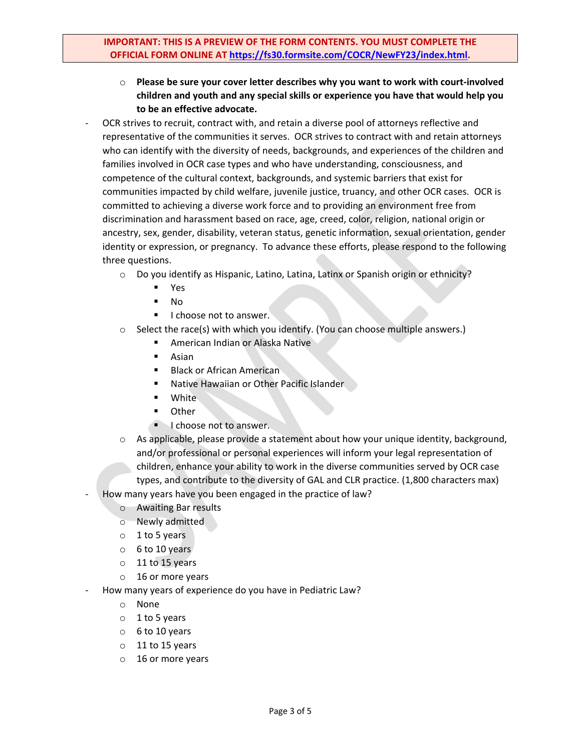**IMPORTANT: THIS IS A PREVIEW OF THE FORM CONTENTS. YOU MUST COMPLETE THE OFFICIAL FORM ONLINE AT [https://fs30.formsite.com/COCR/NewFY23/index.html](https://fs30.formsite.com/COCR/NewFY23/index.html).**

  - **Please be sure your cover letter describes why you want to work with court-involved children and youth and any special skills or experience you have that would help you to be an effective advocate.**
- OCR strives to recruit, contract with, and retain a diverse pool of attorneys reflective and representative of the communities it serves. OCR strives to contract with and retain attorneys who can identify with the diversity of needs, backgrounds, and experiences of the children and families involved in OCR case types and who have understanding, consciousness, and competence of the cultural context, backgrounds, and systemic barriers that exist for communities impacted by child welfare, juvenile justice, truancy, and other OCR cases. OCR is committed to achieving a diverse work force and to providing an environment free from discrimination and harassment based on race, age, creed, color, religion, national origin or ancestry, sex, gender, disability, veteran status, genetic information, sexual orientation, gender identity or expression, or pregnancy. To advance these efforts, please respond to the following three questions.
  - Do you identify as Hispanic, Latino, Latina, Latinx or Spanish origin or ethnicity?
    - Yes
    - No
    - I choose not to answer.
  - Select the race(s) with which you identify. (You can choose multiple answers.)
    - American Indian or Alaska Native
    - Asian
    - Black or African American
    - Native Hawaiian or Other Pacific Islander
    - White
    - Other
    - I choose not to answer.
  - As applicable, please provide a statement about how your unique identity, background, and/or professional or personal experiences will inform your legal representation of children, enhance your ability to work in the diverse communities served by OCR case types, and contribute to the diversity of GAL and CLR practice. (1,800 characters max)
- How many years have you been engaged in the practice of law?
  - Awaiting Bar results
  - Newly admitted
  - 1 to 5 years
  - 6 to 10 years
  - 11 to 15 years
  - 16 or more years
- How many years of experience do you have in Pediatric Law?
  - None
  - 1 to 5 years
  - 6 to 10 years
  - 11 to 15 years
  - 16 or more years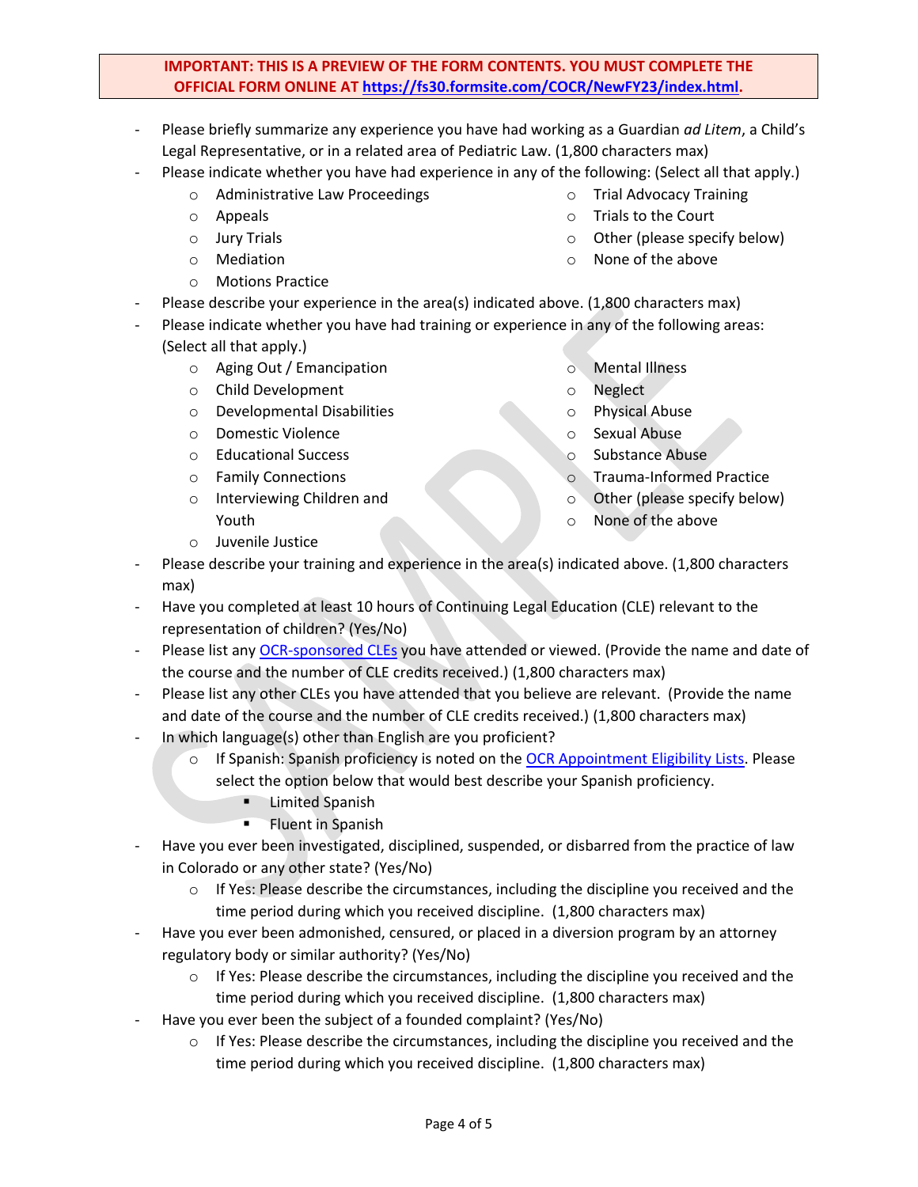**IMPORTANT: THIS IS A PREVIEW OF THE FORM CONTENTS. YOU MUST COMPLETE THE OFFICIAL FORM ONLINE AT https://fs30.formsite.com/COCR/NewFY23/index.html.**

- Please briefly summarize any experience you have had working as a Guardian *ad Litem*, a Child's Legal Representative, or in a related area of Pediatric Law. (1,800 characters max)
- Please indicate whether you have had experience in any of the following: (Select all that apply.)
  - Administrative Law Proceedings
  - Appeals
  - Jury Trials
  - Mediation
  - Motions Practice
  - Trial Advocacy Training
  - Trials to the Court
  - Other (please specify below)
  - None of the above
- Please describe your experience in the area(s) indicated above. (1,800 characters max)
- Please indicate whether you have had training or experience in any of the following areas: (Select all that apply.)
  - Aging Out / Emancipation
  - Child Development
  - Developmental Disabilities
  - Domestic Violence
  - Educational Success
  - Family Connections
  - Interviewing Children and Youth
  - Juvenile Justice
  - Mental Illness
  - Neglect
  - Physical Abuse
  - Sexual Abuse
  - Substance Abuse
  - Trauma-Informed Practice
  - Other (please specify below)
  - None of the above
- Please describe your training and experience in the area(s) indicated above. (1,800 characters max)
- Have you completed at least 10 hours of Continuing Legal Education (CLE) relevant to the representation of children? (Yes/No)
- Please list any OCR-sponsored CLEs you have attended or viewed. (Provide the name and date of the course and the number of CLE credits received.) (1,800 characters max)
- Please list any other CLEs you have attended that you believe are relevant. (Provide the name and date of the course and the number of CLE credits received.) (1,800 characters max)
- In which language(s) other than English are you proficient?
  - If Spanish: Spanish proficiency is noted on the OCR Appointment Eligibility Lists. Please select the option below that would best describe your Spanish proficiency.
    - Limited Spanish
    - Fluent in Spanish
- Have you ever been investigated, disciplined, suspended, or disbarred from the practice of law in Colorado or any other state? (Yes/No)
  - If Yes: Please describe the circumstances, including the discipline you received and the time period during which you received discipline. (1,800 characters max)
- Have you ever been admonished, censured, or placed in a diversion program by an attorney regulatory body or similar authority? (Yes/No)
  - If Yes: Please describe the circumstances, including the discipline you received and the time period during which you received discipline. (1,800 characters max)
- Have you ever been the subject of a founded complaint? (Yes/No)
  - If Yes: Please describe the circumstances, including the discipline you received and the time period during which you received discipline. (1,800 characters max)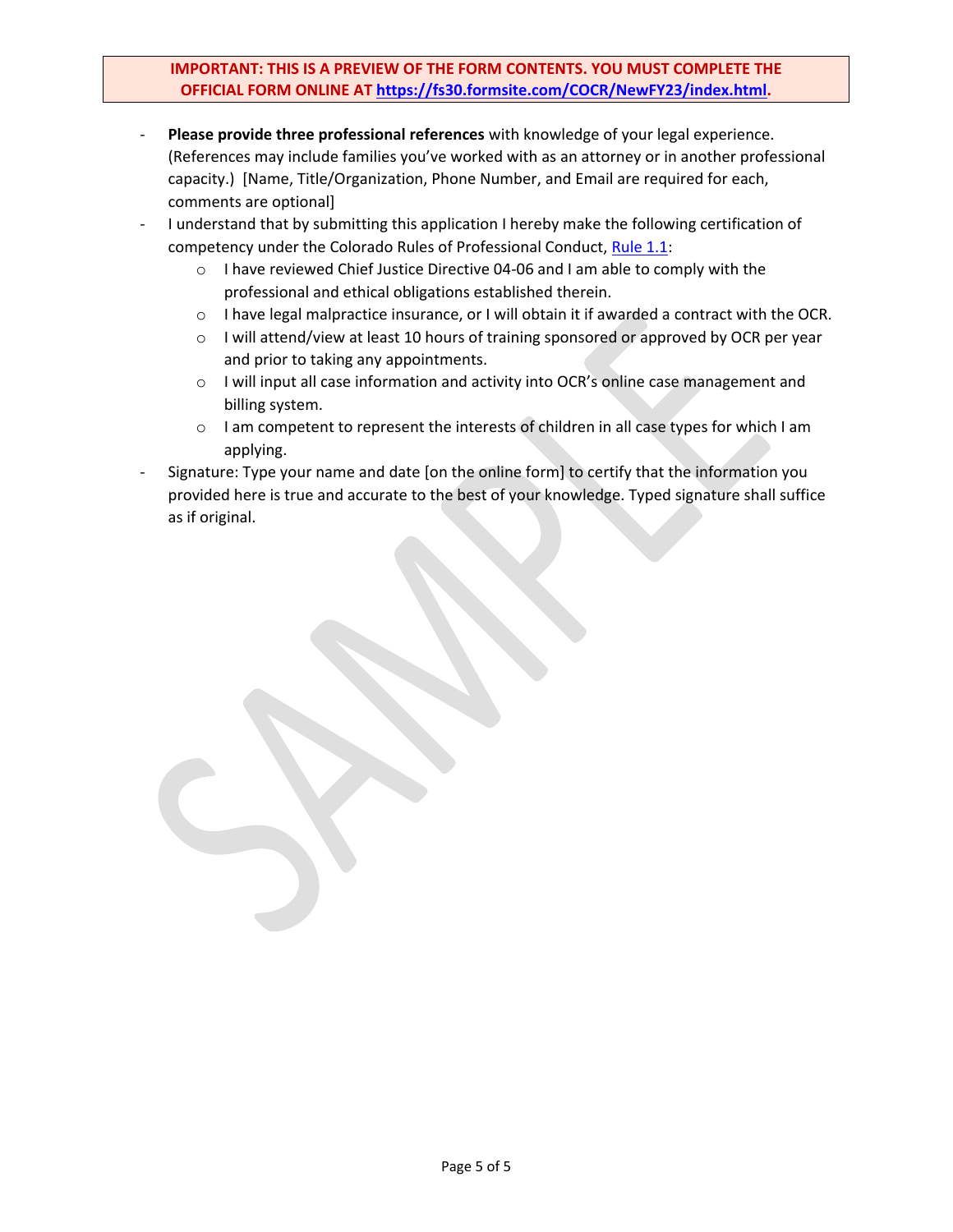**IMPORTANT: THIS IS A PREVIEW OF THE FORM CONTENTS. YOU MUST COMPLETE THE OFFICIAL FORM ONLINE AT https://fs30.formsite.com/COCR/NewFY23/index.html.**

- **Please provide three professional references** with knowledge of your legal experience. (References may include families you've worked with as an attorney or in another professional capacity.) [Name, Title/Organization, Phone Number, and Email are required for each, comments are optional]
- I understand that by submitting this application I hereby make the following certification of competency under the Colorado Rules of Professional Conduct, Rule 1.1:
  - I have reviewed Chief Justice Directive 04-06 and I am able to comply with the professional and ethical obligations established therein.
  - I have legal malpractice insurance, or I will obtain it if awarded a contract with the OCR.
  - I will attend/view at least 10 hours of training sponsored or approved by OCR per year and prior to taking any appointments.
  - I will input all case information and activity into OCR's online case management and billing system.
  - I am competent to represent the interests of children in all case types for which I am applying.
- Signature: Type your name and date [on the online form] to certify that the information you provided here is true and accurate to the best of your knowledge. Typed signature shall suffice as if original.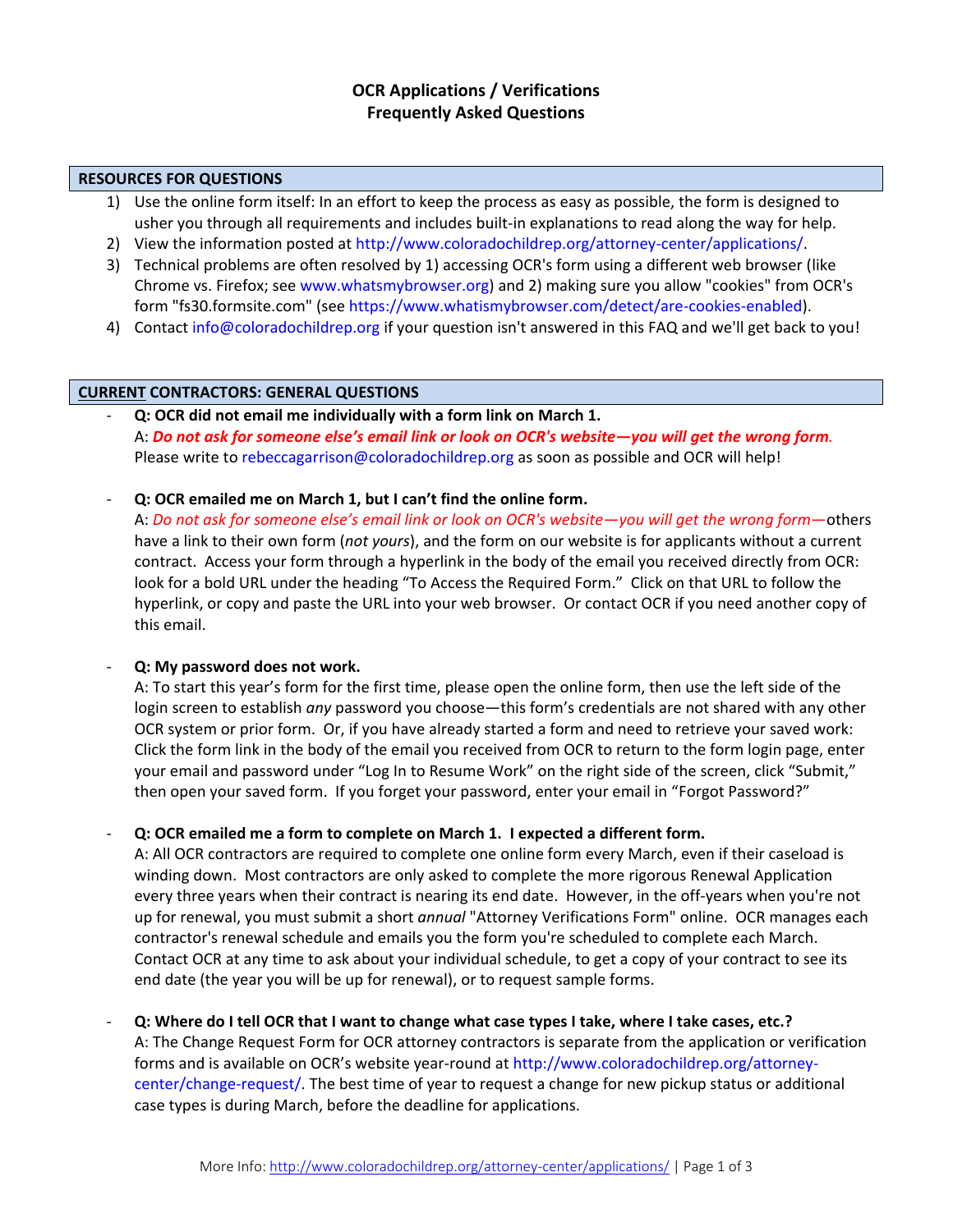# OCR Applications / Verifications
## Frequently Asked Questions

### RESOURCES FOR QUESTIONS

1) Use the online form itself: In an effort to keep the process as easy as possible, the form is designed to usher you through all requirements and includes built-in explanations to read along the way for help.
2) View the information posted at http://www.coloradochildrep.org/attorney-center/applications/.
3) Technical problems are often resolved by 1) accessing OCR's form using a different web browser (like Chrome vs. Firefox; see www.whatsmybrowser.org) and 2) making sure you allow "cookies" from OCR's form "fs30.formsite.com" (see https://www.whatismybrowser.com/detect/are-cookies-enabled).
4) Contact info@coloradochildrep.org if your question isn't answered in this FAQ and we'll get back to you!

### CURRENT CONTRACTORS: GENERAL QUESTIONS

- **Q: OCR did not email me individually with a form link on March 1.**
  A: ***Do not ask for someone else's email link or look on OCR's website—you will get the wrong form***. Please write to rebeccagarrison@coloradochildrep.org as soon as possible and OCR will help!

- **Q: OCR emailed me on March 1, but I can't find the online form.**
  A: *Do not ask for someone else's email link or look on OCR's website—you will get the wrong form—*others have a link to their own form (*not yours*), and the form on our website is for applicants without a current contract. Access your form through a hyperlink in the body of the email you received directly from OCR: look for a bold URL under the heading "To Access the Required Form." Click on that URL to follow the hyperlink, or copy and paste the URL into your web browser. Or contact OCR if you need another copy of this email.

- **Q: My password does not work.**
  A: To start this year's form for the first time, please open the online form, then use the left side of the login screen to establish *any* password you choose—this form's credentials are not shared with any other OCR system or prior form. Or, if you have already started a form and need to retrieve your saved work: Click the form link in the body of the email you received from OCR to return to the form login page, enter your email and password under "Log In to Resume Work" on the right side of the screen, click "Submit," then open your saved form. If you forget your password, enter your email in "Forgot Password?"

- **Q: OCR emailed me a form to complete on March 1. I expected a different form.**
  A: All OCR contractors are required to complete one online form every March, even if their caseload is winding down. Most contractors are only asked to complete the more rigorous Renewal Application every three years when their contract is nearing its end date. However, in the off-years when you're not up for renewal, you must submit a short *annual* "Attorney Verifications Form" online. OCR manages each contractor's renewal schedule and emails you the form you're scheduled to complete each March. Contact OCR at any time to ask about your individual schedule, to get a copy of your contract to see its end date (the year you will be up for renewal), or to request sample forms.

- **Q: Where do I tell OCR that I want to change what case types I take, where I take cases, etc.?**
  A: The Change Request Form for OCR attorney contractors is separate from the application or verification forms and is available on OCR's website year-round at http://www.coloradochildrep.org/attorney-center/change-request/. The best time of year to request a change for new pickup status or additional case types is during March, before the deadline for applications.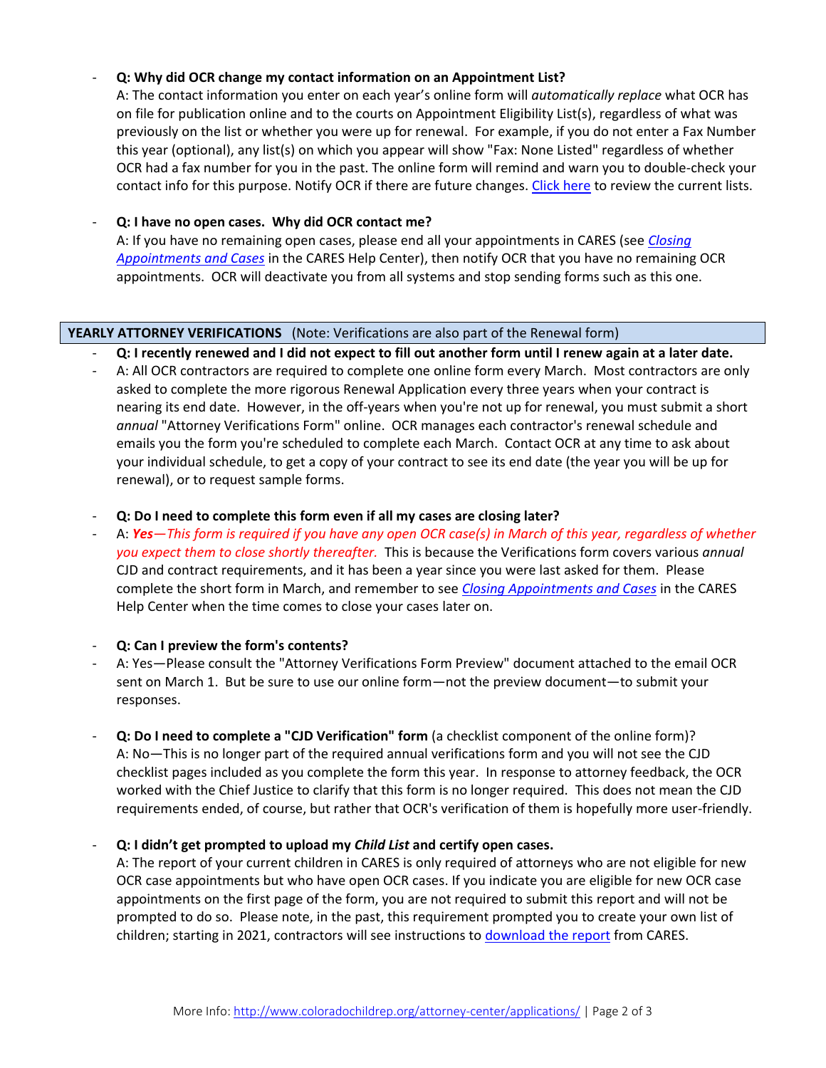- **Q: Why did OCR change my contact information on an Appointment List?**
  A: The contact information you enter on each year's online form will *automatically replace* what OCR has on file for publication online and to the courts on Appointment Eligibility List(s), regardless of what was previously on the list or whether you were up for renewal. For example, if you do not enter a Fax Number this year (optional), any list(s) on which you appear will show "Fax: None Listed" regardless of whether OCR had a fax number for you in the past. The online form will remind and warn you to double-check your contact info for this purpose. Notify OCR if there are future changes. Click here to review the current lists.

- **Q: I have no open cases. Why did OCR contact me?**
  A: If you have no remaining open cases, please end all your appointments in CARES (see *Closing Appointments and Cases* in the CARES Help Center), then notify OCR that you have no remaining OCR appointments. OCR will deactivate you from all systems and stop sending forms such as this one.

## YEARLY ATTORNEY VERIFICATIONS (Note: Verifications are also part of the Renewal form)

- **Q: I recently renewed and I did not expect to fill out another form until I renew again at a later date.**
- A: All OCR contractors are required to complete one online form every March. Most contractors are only asked to complete the more rigorous Renewal Application every three years when your contract is nearing its end date. However, in the off-years when you're not up for renewal, you must submit a short *annual* "Attorney Verifications Form" online. OCR manages each contractor's renewal schedule and emails you the form you're scheduled to complete each March. Contact OCR at any time to ask about your individual schedule, to get a copy of your contract to see its end date (the year you will be up for renewal), or to request sample forms.

- **Q: Do I need to complete this form even if all my cases are closing later?**
- A: ***Yes****—This form is required if you have any open OCR case(s) in March of this year, regardless of whether you expect them to close shortly thereafter.* This is because the Verifications form covers various *annual* CJD and contract requirements, and it has been a year since you were last asked for them. Please complete the short form in March, and remember to see *Closing Appointments and Cases* in the CARES Help Center when the time comes to close your cases later on.

- **Q: Can I preview the form's contents?**
- A: Yes—Please consult the "Attorney Verifications Form Preview" document attached to the email OCR sent on March 1. But be sure to use our online form—not the preview document—to submit your responses.

- **Q: Do I need to complete a "CJD Verification" form** (a checklist component of the online form)?
  A: No—This is no longer part of the required annual verifications form and you will not see the CJD checklist pages included as you complete the form this year. In response to attorney feedback, the OCR worked with the Chief Justice to clarify that this form is no longer required. This does not mean the CJD requirements ended, of course, but rather that OCR's verification of them is hopefully more user-friendly.

- **Q: I didn't get prompted to upload my *Child List* and certify open cases.**
  A: The report of your current children in CARES is only required of attorneys who are not eligible for new OCR case appointments but who have open OCR cases. If you indicate you are eligible for new OCR case appointments on the first page of the form, you are not required to submit this report and will not be prompted to do so. Please note, in the past, this requirement prompted you to create your own list of children; starting in 2021, contractors will see instructions to download the report from CARES.

More Info: http://www.coloradochildrep.org/attorney-center/applications/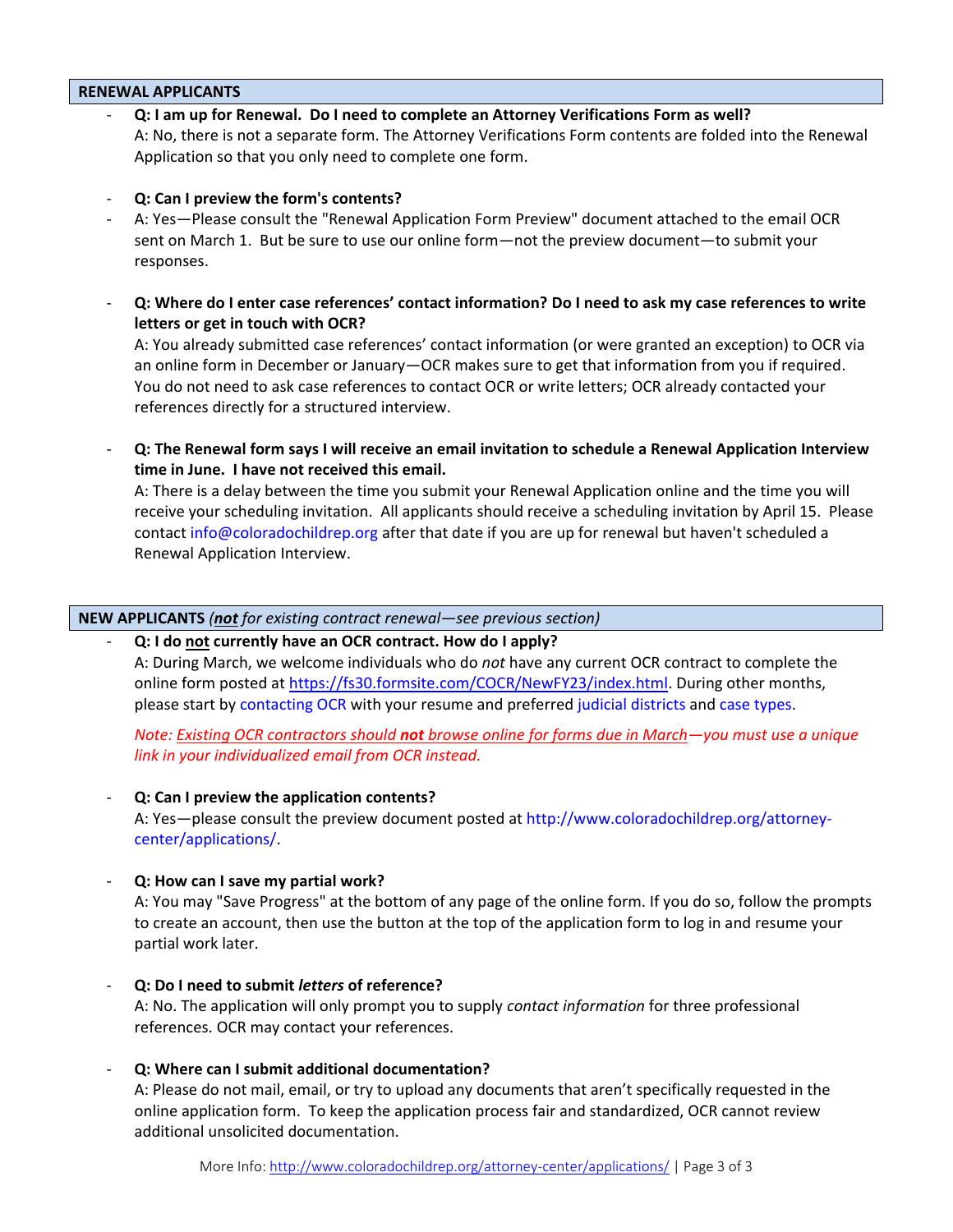## RENEWAL APPLICANTS

- **Q: I am up for Renewal. Do I need to complete an Attorney Verifications Form as well?**
  A: No, there is not a separate form. The Attorney Verifications Form contents are folded into the Renewal Application so that you only need to complete one form.

- **Q: Can I preview the form's contents?**
- A: Yes—Please consult the "Renewal Application Form Preview" document attached to the email OCR sent on March 1. But be sure to use our online form—not the preview document—to submit your responses.

- **Q: Where do I enter case references' contact information? Do I need to ask my case references to write letters or get in touch with OCR?**
  A: You already submitted case references' contact information (or were granted an exception) to OCR via an online form in December or January—OCR makes sure to get that information from you if required. You do not need to ask case references to contact OCR or write letters; OCR already contacted your references directly for a structured interview.

- **Q: The Renewal form says I will receive an email invitation to schedule a Renewal Application Interview time in June. I have not received this email.**
  A: There is a delay between the time you submit your Renewal Application online and the time you will receive your scheduling invitation. All applicants should receive a scheduling invitation by April 15. Please contact info@coloradochildrep.org after that date if you are up for renewal but haven't scheduled a Renewal Application Interview.

## NEW APPLICANTS *(**not** for existing contract renewal—see previous section)*

- **Q: I do not currently have an OCR contract. How do I apply?**
  A: During March, we welcome individuals who do *not* have any current OCR contract to complete the online form posted at https://fs30.formsite.com/COCR/NewFY23/index.html. During other months, please start by contacting OCR with your resume and preferred judicial districts and case types.

  *Note: Existing OCR contractors should **not** browse online for forms due in March—you must use a unique link in your individualized email from OCR instead.*

- **Q: Can I preview the application contents?**
  A: Yes—please consult the preview document posted at http://www.coloradochildrep.org/attorney-center/applications/.

- **Q: How can I save my partial work?**
  A: You may "Save Progress" at the bottom of any page of the online form. If you do so, follow the prompts to create an account, then use the button at the top of the application form to log in and resume your partial work later.

- **Q: Do I need to submit *letters* of reference?**
  A: No. The application will only prompt you to supply *contact information* for three professional references. OCR may contact your references.

- **Q: Where can I submit additional documentation?**
  A: Please do not mail, email, or try to upload any documents that aren't specifically requested in the online application form. To keep the application process fair and standardized, OCR cannot review additional unsolicited documentation.